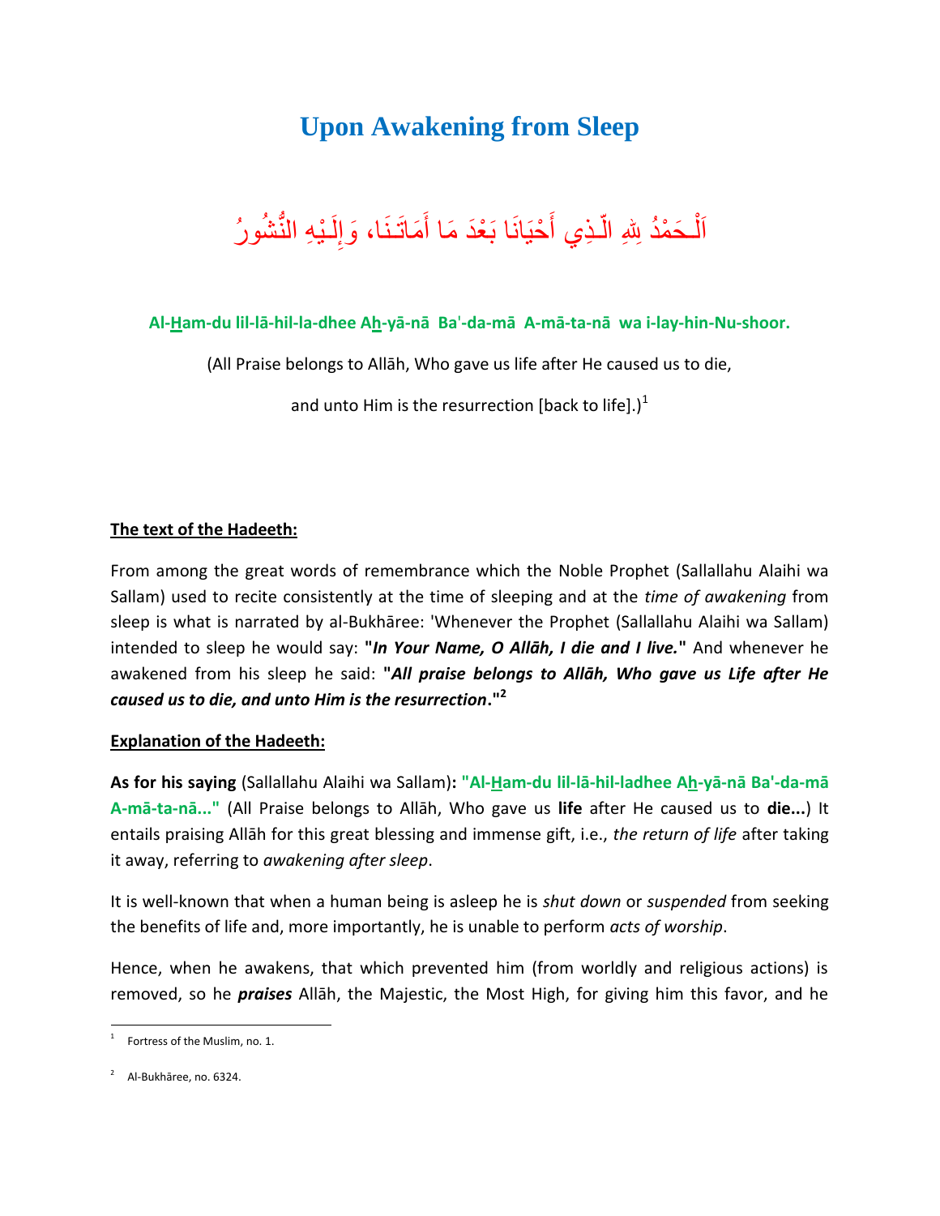# Upon Awakening from Sleep

اَلْـحَمْدُ لِلّهِ الّـذِي أَحْيَانَا بَعْدَ مَا أَمَاتَـنَا، وَإِلَـيْهِ النُّشُورُ

**Al-Ham-du lil-lā-hil-la-dhee Ah-yā-nā Ba'-da-mā A-mā-ta-nā wa i-lay-hin-Nu-shoor.**

(All Praise belongs to Allāh, Who gave us life after He caused us to die,

and unto Him is the resurrection [back to life].)[1]

**The text of the Hadeeth:**

From among the great words of remembrance which the Noble Prophet (Sallallahu Alaihi wa Sallam) used to recite consistently at the time of sleeping and at the *time of awakening* from sleep is what is narrated by al-Bukhāree: 'Whenever the Prophet (Sallallahu Alaihi wa Sallam) intended to sleep he would say: **"*In Your Name, O Allāh, I die and I live.*"** And whenever he awakened from his sleep he said: **"*All praise belongs to Allāh, Who gave us Life after He caused us to die, and unto Him is the resurrection*."**[2]

**Explanation of the Hadeeth:**

**As for his saying** (Sallallahu Alaihi wa Sallam)**: "Al-Ham-du lil-lā-hil-ladhee Ah-yā-nā Ba'-da-mā A-mā-ta-nā..."** (All Praise belongs to Allāh, Who gave us **life** after He caused us to **die...**) It entails praising Allāh for this great blessing and immense gift, i.e., *the return of life* after taking it away, referring to *awakening after sleep*.

It is well-known that when a human being is asleep he is *shut down* or *suspended* from seeking the benefits of life and, more importantly, he is unable to perform *acts of worship*.

Hence, when he awakens, that which prevented him (from worldly and religious actions) is removed, so he ***praises*** Allāh, the Majestic, the Most High, for giving him this favor, and he

[1] Fortress of the Muslim, no. 1.

[2] Al-Bukhāree, no. 6324.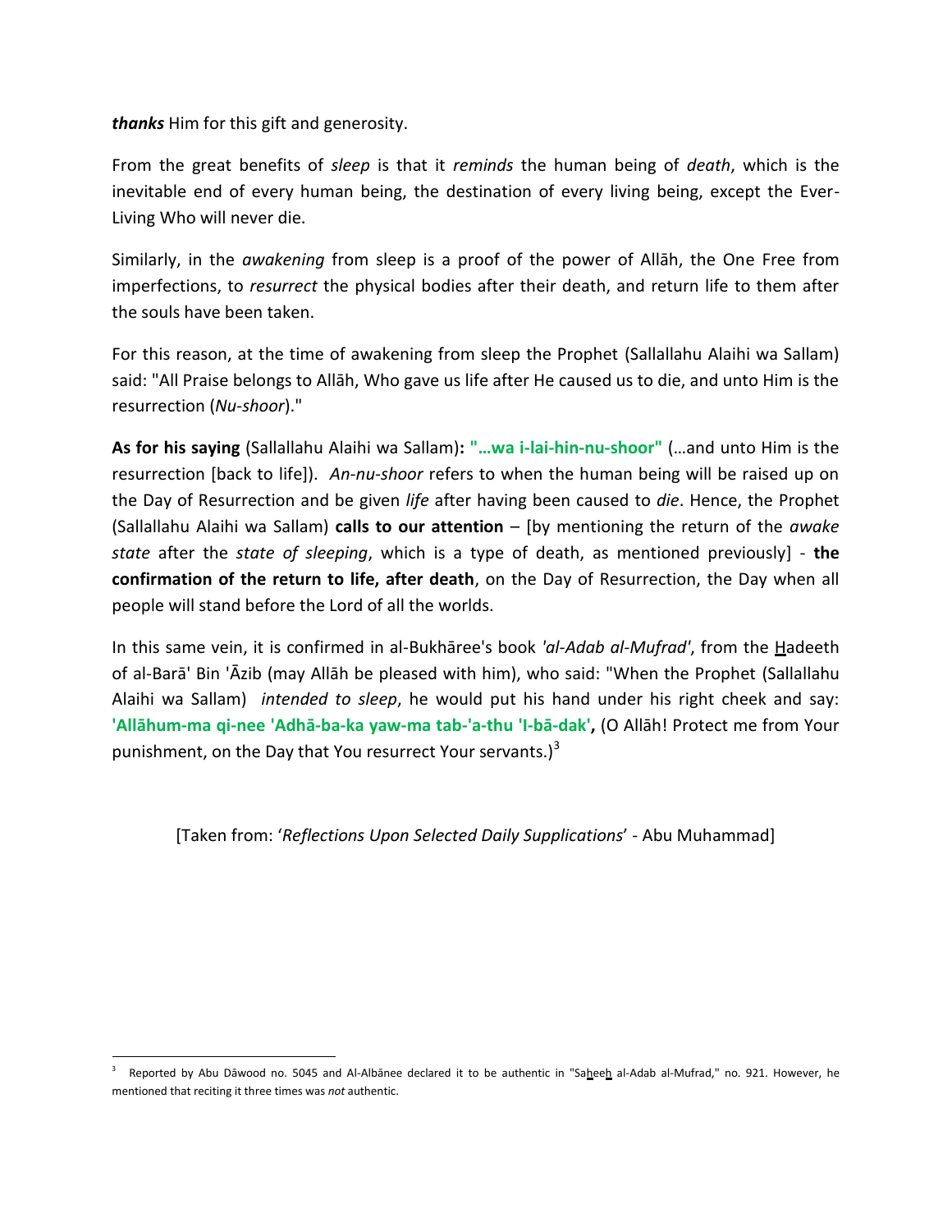***thanks*** Him for this gift and generosity.

From the great benefits of *sleep* is that it *reminds* the human being of *death*, which is the inevitable end of every human being, the destination of every living being, except the Ever-Living Who will never die.

Similarly, in the *awakening* from sleep is a proof of the power of Allāh, the One Free from imperfections, to *resurrect* the physical bodies after their death, and return life to them after the souls have been taken.

For this reason, at the time of awakening from sleep the Prophet (Sallallahu Alaihi wa Sallam) said: "All Praise belongs to Allāh, Who gave us life after He caused us to die, and unto Him is the resurrection (*Nu-shoor*)."

**As for his saying** (Sallallahu Alaihi wa Sallam)**: "…wa i-lai-hin-nu-shoor"** (…and unto Him is the resurrection [back to life]). *An-nu-shoor* refers to when the human being will be raised up on the Day of Resurrection and be given *life* after having been caused to *die*. Hence, the Prophet (Sallallahu Alaihi wa Sallam) **calls to our attention** – [by mentioning the return of the *awake state* after the *state of sleeping*, which is a type of death, as mentioned previously] - **the confirmation of the return to life, after death**, on the Day of Resurrection, the Day when all people will stand before the Lord of all the worlds.

In this same vein, it is confirmed in al-Bukhāree's book *'al-Adab al-Mufrad'*, from the Hadeeth of al-Barā' Bin 'Āzib (may Allāh be pleased with him), who said: "When the Prophet (Sallallahu Alaihi wa Sallam) *intended to sleep*, he would put his hand under his right cheek and say: **'Allāhum-ma qi-nee 'Adhā-ba-ka yaw-ma tab-'a-thu 'I-bā-dak',** (O Allāh! Protect me from Your punishment, on the Day that You resurrect Your servants.)[3]

[Taken from: '*Reflections Upon Selected Daily Supplications*' - Abu Muhammad]

---

[3] Reported by Abu Dāwood no. 5045 and Al-Albānee declared it to be authentic in "Saheeh al-Adab al-Mufrad," no. 921. However, he mentioned that reciting it three times was *not* authentic.